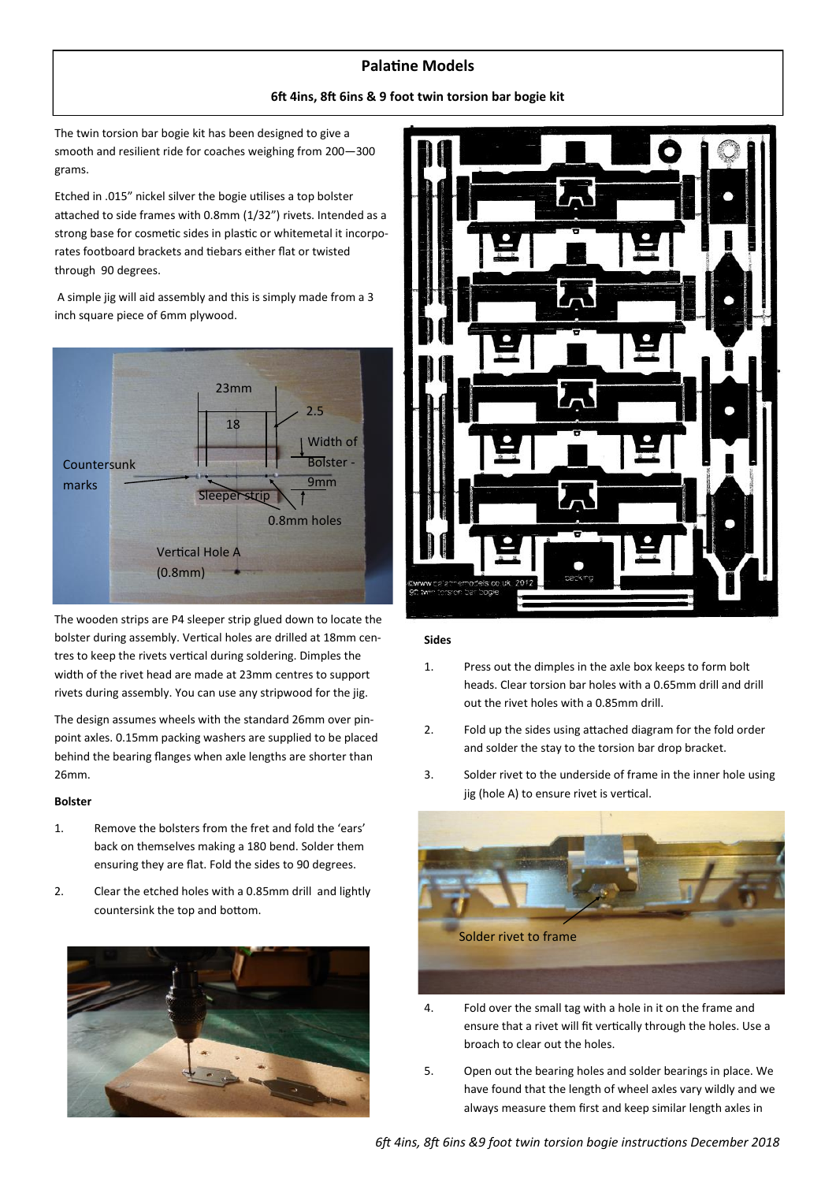# Palatine Models

## 6ft 4ins, 8ft 6ins & 9 foot twin torsion bar bogie kit

The twin torsion bar bogie kit has been designed to give a smooth and resilient ride for coaches weighing from 200—300 grams.

Etched in .015" nickel silver the bogie utilises a top bolster attached to side frames with 0.8mm (1/32") rivets. Intended as a strong base for cosmetic sides in plastic or whitemetal it incorporates footboard brackets and tiebars either flat or twisted through 90 degrees.

A simple jig will aid assembly and this is simply made from a 3 inch square piece of 6mm plywood.

The wooden strips are P4 sleeper strip glued down to locate the bolster during assembly. Vertical holes are drilled at 18mm centres to keep the rivets vertical during soldering. Dimples the width of the rivet head are made at 23mm centres to support rivets during assembly. You can use any stripwood for the jig.

The design assumes wheels with the standard 26mm over pinpoint axles. 0.15mm packing washers are supplied to be placed behind the bearing flanges when axle lengths are shorter than 26mm.

**Bolster**

1. Remove the bolsters from the fret and fold the 'ears' back on themselves making a 180 bend. Solder them ensuring they are flat. Fold the sides to 90 degrees.
2. Clear the etched holes with a 0.85mm drill and lightly countersink the top and bottom.

**Sides**

1. Press out the dimples in the axle box keeps to form bolt heads. Clear torsion bar holes with a 0.65mm drill and drill out the rivet holes with a 0.85mm drill.
2. Fold up the sides using attached diagram for the fold order and solder the stay to the torsion bar drop bracket.
3. Solder rivet to the underside of frame in the inner hole using jig (hole A) to ensure rivet is vertical.

Solder rivet to frame

4. Fold over the small tag with a hole in it on the frame and ensure that a rivet will fit vertically through the holes. Use a broach to clear out the holes.
5. Open out the bearing holes and solder bearings in place. We have found that the length of wheel axles vary wildly and we always measure them first and keep similar length axles in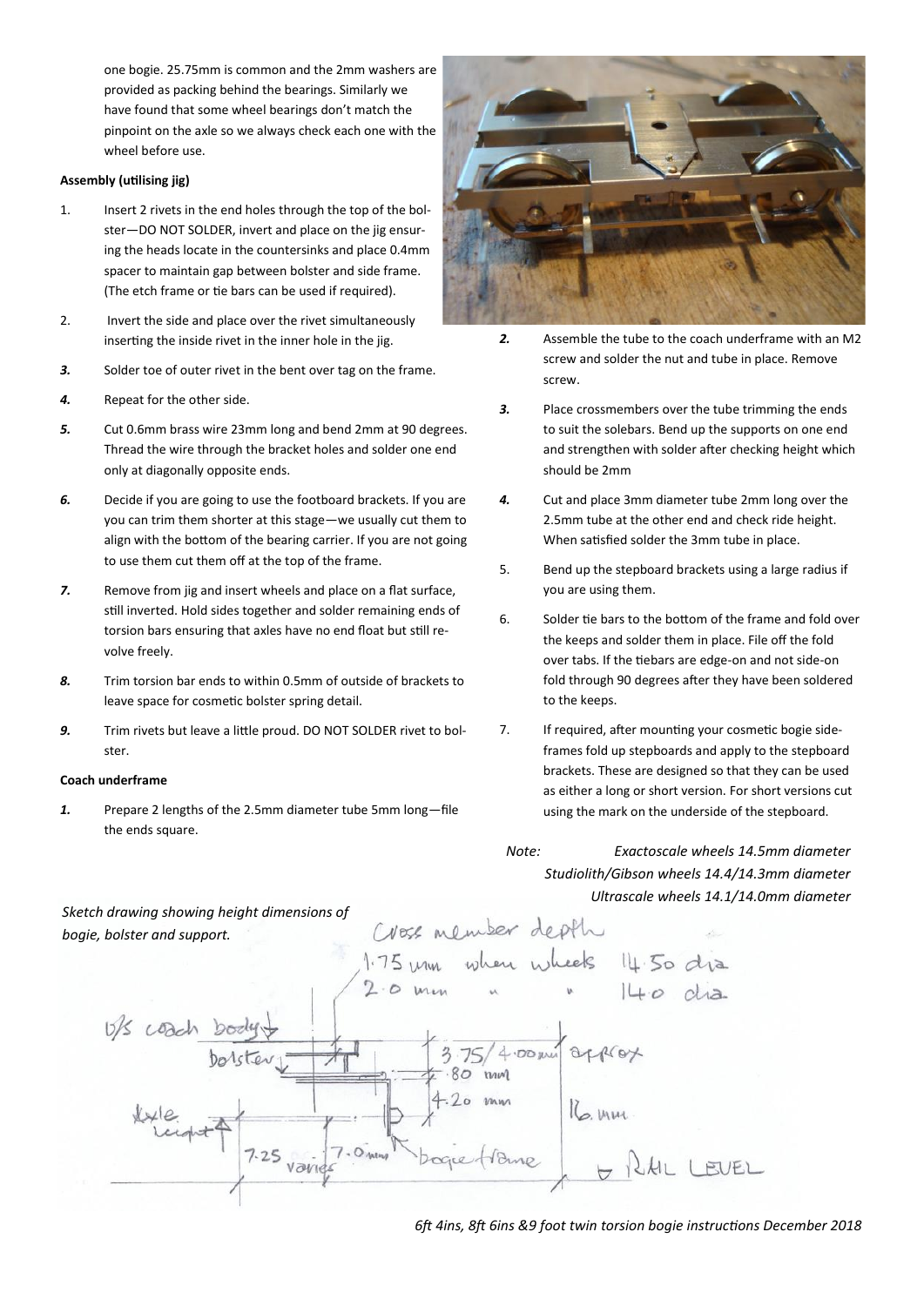one bogie. 25.75mm is common and the 2mm washers are provided as packing behind the bearings. Similarly we have found that some wheel bearings don't match the pinpoint on the axle so we always check each one with the wheel before use.

**Assembly (utilising jig)**

1. Insert 2 rivets in the end holes through the top of the bolster—DO NOT SOLDER, invert and place on the jig ensuring the heads locate in the countersinks and place 0.4mm spacer to maintain gap between bolster and side frame. (The etch frame or tie bars can be used if required).
2. Invert the side and place over the rivet simultaneously inserting the inside rivet in the inner hole in the jig.
3. Solder toe of outer rivet in the bent over tag on the frame.
4. Repeat for the other side.
5. Cut 0.6mm brass wire 23mm long and bend 2mm at 90 degrees. Thread the wire through the bracket holes and solder one end only at diagonally opposite ends.
6. Decide if you are going to use the footboard brackets. If you are you can trim them shorter at this stage—we usually cut them to align with the bottom of the bearing carrier. If you are not going to use them cut them off at the top of the frame.
7. Remove from jig and insert wheels and place on a flat surface, still inverted. Hold sides together and solder remaining ends of torsion bars ensuring that axles have no end float but still revolve freely.
8. Trim torsion bar ends to within 0.5mm of outside of brackets to leave space for cosmetic bolster spring detail.
9. Trim rivets but leave a little proud. DO NOT SOLDER rivet to bolster.

**Coach underframe**

1. Prepare 2 lengths of the 2.5mm diameter tube 5mm long—file the ends square.
2. Assemble the tube to the coach underframe with an M2 screw and solder the nut and tube in place. Remove screw.
3. Place crossmembers over the tube trimming the ends to suit the solebars. Bend up the supports on one end and strengthen with solder after checking height which should be 2mm
4. Cut and place 3mm diameter tube 2mm long over the 2.5mm tube at the other end and check ride height. When satisfied solder the 3mm tube in place.
5. Bend up the stepboard brackets using a large radius if you are using them.
6. Solder tie bars to the bottom of the frame and fold over the keeps and solder them in place. File off the fold over tabs. If the tiebars are edge-on and not side-on fold through 90 degrees after they have been soldered to the keeps.
7. If required, after mounting your cosmetic bogie sideframes fold up stepboards and apply to the stepboard brackets. These are designed so that they can be used as either a long or short version. For short versions cut using the mark on the underside of the stepboard.

*Note: Exactoscale wheels 14.5mm diameter*
*Studiolith/Gibson wheels 14.4/14.3mm diameter*
*Ultrascale wheels 14.1/14.0mm diameter*

*Sketch drawing showing height dimensions of bogie, bolster and support.*

*6ft 4ins, 8ft 6ins &9 foot twin torsion bogie instructions December 2018*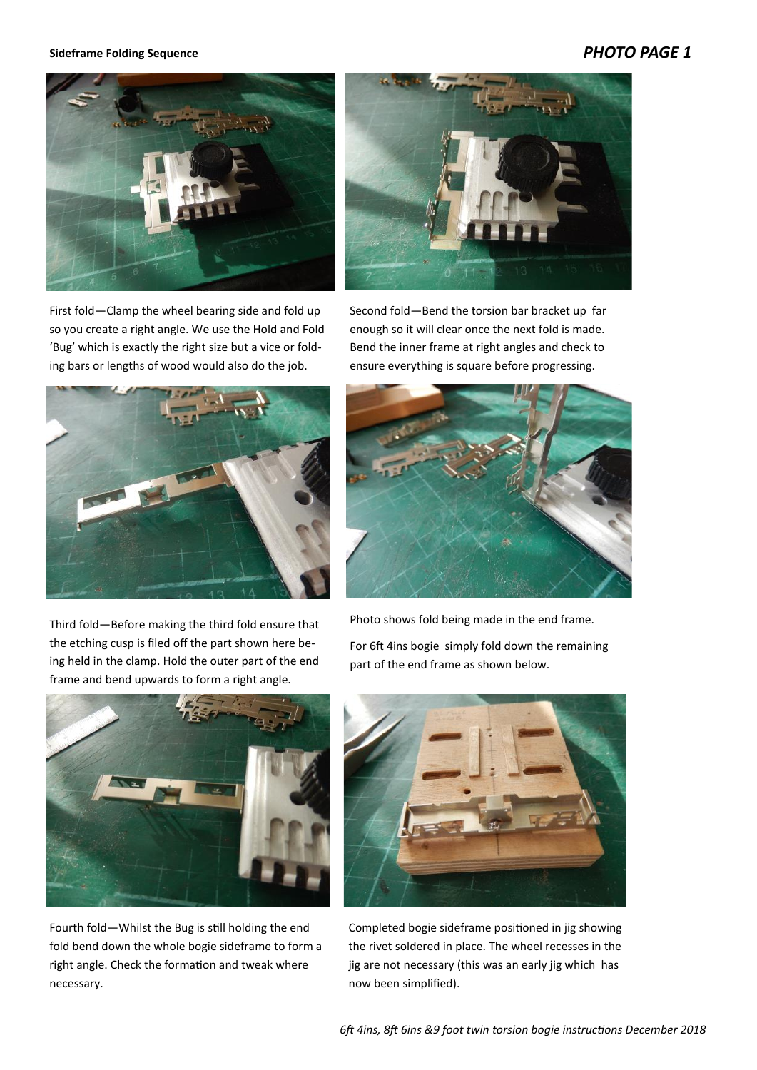**Sideframe Folding Sequence**

## *PHOTO PAGE 1*

First fold—Clamp the wheel bearing side and fold up so you create a right angle. We use the Hold and Fold 'Bug' which is exactly the right size but a vice or folding bars or lengths of wood would also do the job.

Second fold—Bend the torsion bar bracket up far enough so it will clear once the next fold is made. Bend the inner frame at right angles and check to ensure everything is square before progressing.

Third fold—Before making the third fold ensure that the etching cusp is filed off the part shown here being held in the clamp. Hold the outer part of the end frame and bend upwards to form a right angle.

Photo shows fold being made in the end frame.

For 6ft 4ins bogie simply fold down the remaining part of the end frame as shown below.

Fourth fold—Whilst the Bug is still holding the end fold bend down the whole bogie sideframe to form a right angle. Check the formation and tweak where necessary.

Completed bogie sideframe positioned in jig showing the rivet soldered in place. The wheel recesses in the jig are not necessary (this was an early jig which has now been simplified).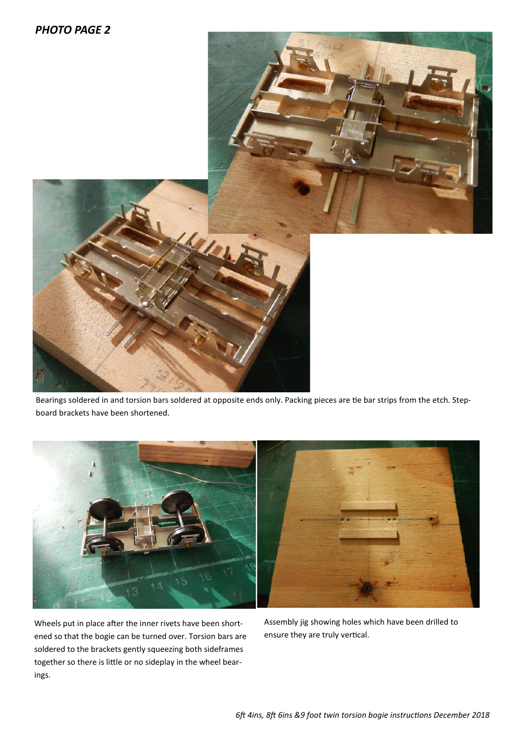## *PHOTO PAGE 2*

Bearings soldered in and torsion bars soldered at opposite ends only. Packing pieces are tie bar strips from the etch. Step-board brackets have been shortened.

Wheels put in place after the inner rivets have been shortened so that the bogie can be turned over. Torsion bars are soldered to the brackets gently squeezing both sideframes together so there is little or no sideplay in the wheel bearings.

Assembly jig showing holes which have been drilled to ensure they are truly vertical.